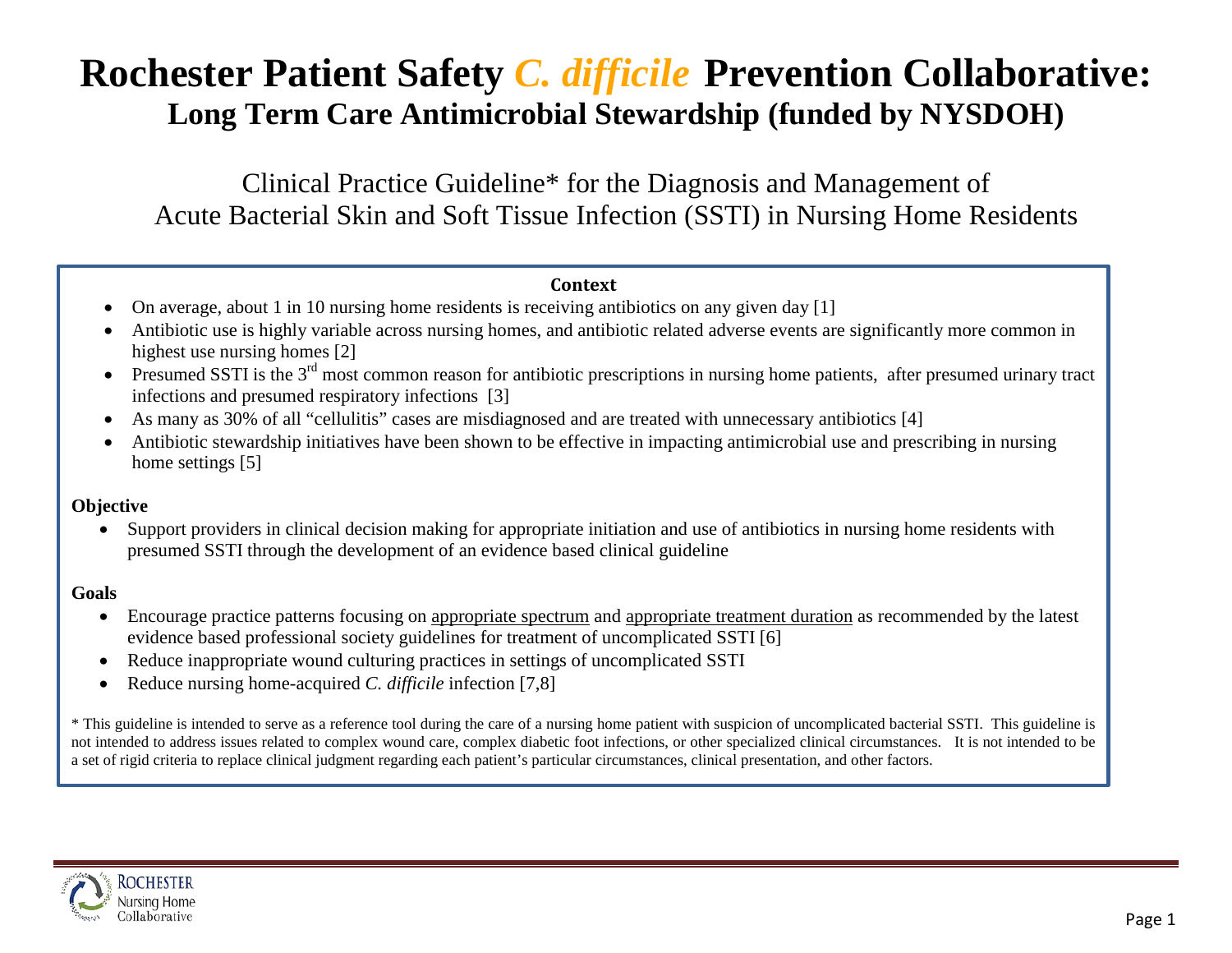# Rochester Patient Safety *C. difficile* Prevention Collaborative:

## Long Term Care Antimicrobial Stewardship (funded by NYSDOH)

Clinical Practice Guideline* for the Diagnosis and Management of
Acute Bacterial Skin and Soft Tissue Infection (SSTI) in Nursing Home Residents

**Context**

- On average, about 1 in 10 nursing home residents is receiving antibiotics on any given day [1]
- Antibiotic use is highly variable across nursing homes, and antibiotic related adverse events are significantly more common in highest use nursing homes [2]
- Presumed SSTI is the 3rd most common reason for antibiotic prescriptions in nursing home patients, after presumed urinary tract infections and presumed respiratory infections [3]
- As many as 30% of all "cellulitis" cases are misdiagnosed and are treated with unnecessary antibiotics [4]
- Antibiotic stewardship initiatives have been shown to be effective in impacting antimicrobial use and prescribing in nursing home settings [5]

**Objective**

- Support providers in clinical decision making for appropriate initiation and use of antibiotics in nursing home residents with presumed SSTI through the development of an evidence based clinical guideline

**Goals**

- Encourage practice patterns focusing on <u>appropriate spectrum</u> and <u>appropriate treatment duration</u> as recommended by the latest evidence based professional society guidelines for treatment of uncomplicated SSTI [6]
- Reduce inappropriate wound culturing practices in settings of uncomplicated SSTI
- Reduce nursing home-acquired *C. difficile* infection [7,8]

\* This guideline is intended to serve as a reference tool during the care of a nursing home patient with suspicion of uncomplicated bacterial SSTI. This guideline is not intended to address issues related to complex wound care, complex diabetic foot infections, or other specialized clinical circumstances. It is not intended to be a set of rigid criteria to replace clinical judgment regarding each patient's particular circumstances, clinical presentation, and other factors.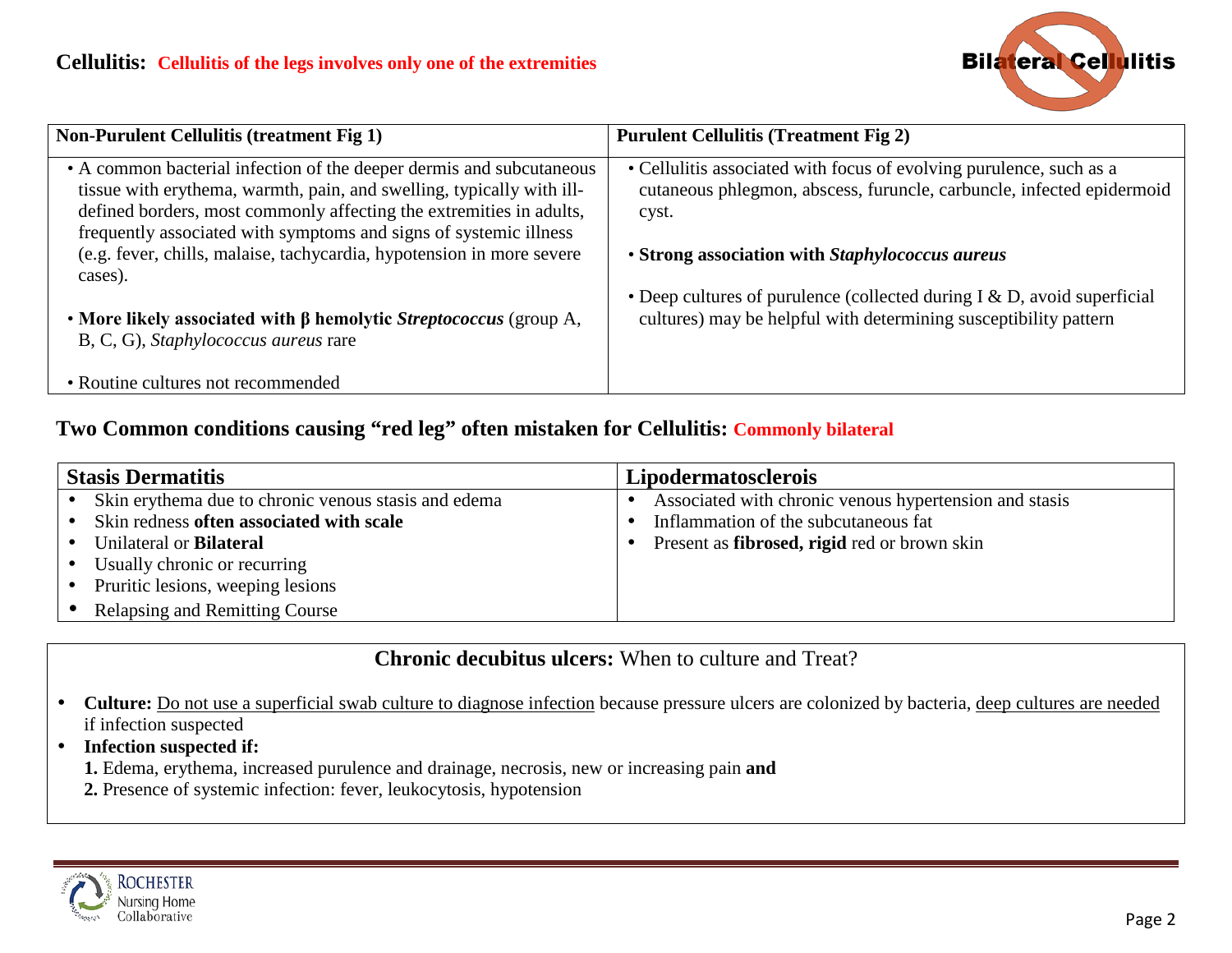## Cellulitis: Cellulitis of the legs involves only one of the extremities

Bilateral Cellulitis

| Non-Purulent Cellulitis (treatment Fig 1) | Purulent Cellulitis (Treatment Fig 2) |
|---|---|
| • A common bacterial infection of the deeper dermis and subcutaneous tissue with erythema, warmth, pain, and swelling, typically with ill-defined borders, most commonly affecting the extremities in adults, frequently associated with symptoms and signs of systemic illness (e.g. fever, chills, malaise, tachycardia, hypotension in more severe cases).<br><br>• **More likely associated with β hemolytic *Streptococcus*** (group A, B, C, G), *Staphylococcus aureus* rare<br><br>• Routine cultures not recommended | • Cellulitis associated with focus of evolving purulence, such as a cutaneous phlegmon, abscess, furuncle, carbuncle, infected epidermoid cyst.<br><br>• **Strong association with *Staphylococcus aureus***<br><br>• Deep cultures of purulence (collected during I & D, avoid superficial cultures) may be helpful with determining susceptibility pattern |

## Two Common conditions causing "red leg" often mistaken for Cellulitis: Commonly bilateral

| Stasis Dermatitis | Lipodermatoscleros |
|---|---|
| • Skin erythema due to chronic venous stasis and edema<br>• Skin redness **often associated with scale**<br>• Unilateral or **Bilateral**<br>• Usually chronic or recurring<br>• Pruritic lesions, weeping lesions<br>• Relapsing and Remitting Course | • Associated with chronic venous hypertension and stasis<br>• Inflammation of the subcutaneous fat<br>• Present as **fibrosed, rigid** red or brown skin |

### **Chronic decubitus ulcers:** When to culture and Treat?

- **Culture:** Do not use a superficial swab culture to diagnose infection because pressure ulcers are colonized by bacteria, deep cultures are needed if infection suspected
- **Infection suspected if:**
  **1.** Edema, erythema, increased purulence and drainage, necrosis, new or increasing pain **and**
  **2.** Presence of systemic infection: fever, leukocytosis, hypotension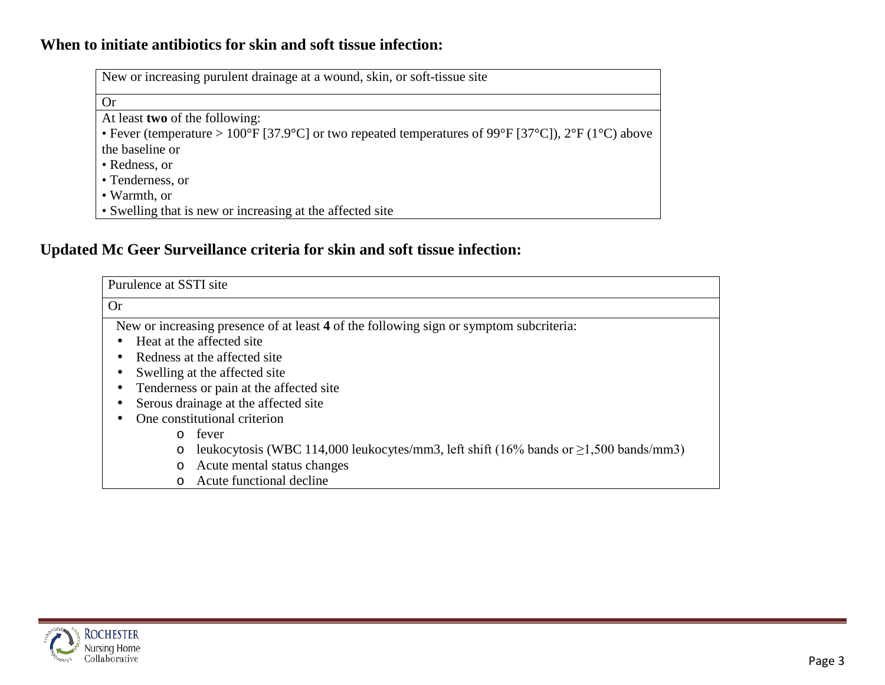## When to initiate antibiotics for skin and soft tissue infection:

| New or increasing purulent drainage at a wound, skin, or soft-tissue site |
|---|
| Or |
| At least **two** of the following:<br>• Fever (temperature > 100°F [37.9°C] or two repeated temperatures of 99°F [37°C]), 2°F (1°C) above the baseline or<br>• Redness, or<br>• Tenderness, or<br>• Warmth, or<br>• Swelling that is new or increasing at the affected site |

## Updated Mc Geer Surveillance criteria for skin and soft tissue infection:

| Purulence at SSTI site |
|---|
| Or |
| New or increasing presence of at least **4** of the following sign or symptom subcriteria:<br>• Heat at the affected site<br>• Redness at the affected site<br>• Swelling at the affected site<br>• Tenderness or pain at the affected site<br>• Serous drainage at the affected site<br>• One constitutional criterion<br>&nbsp;&nbsp;&nbsp;&nbsp;o fever<br>&nbsp;&nbsp;&nbsp;&nbsp;o leukocytosis (WBC 114,000 leukocytes/mm3, left shift (16% bands or ≥1,500 bands/mm3)<br>&nbsp;&nbsp;&nbsp;&nbsp;o Acute mental status changes<br>&nbsp;&nbsp;&nbsp;&nbsp;o Acute functional decline |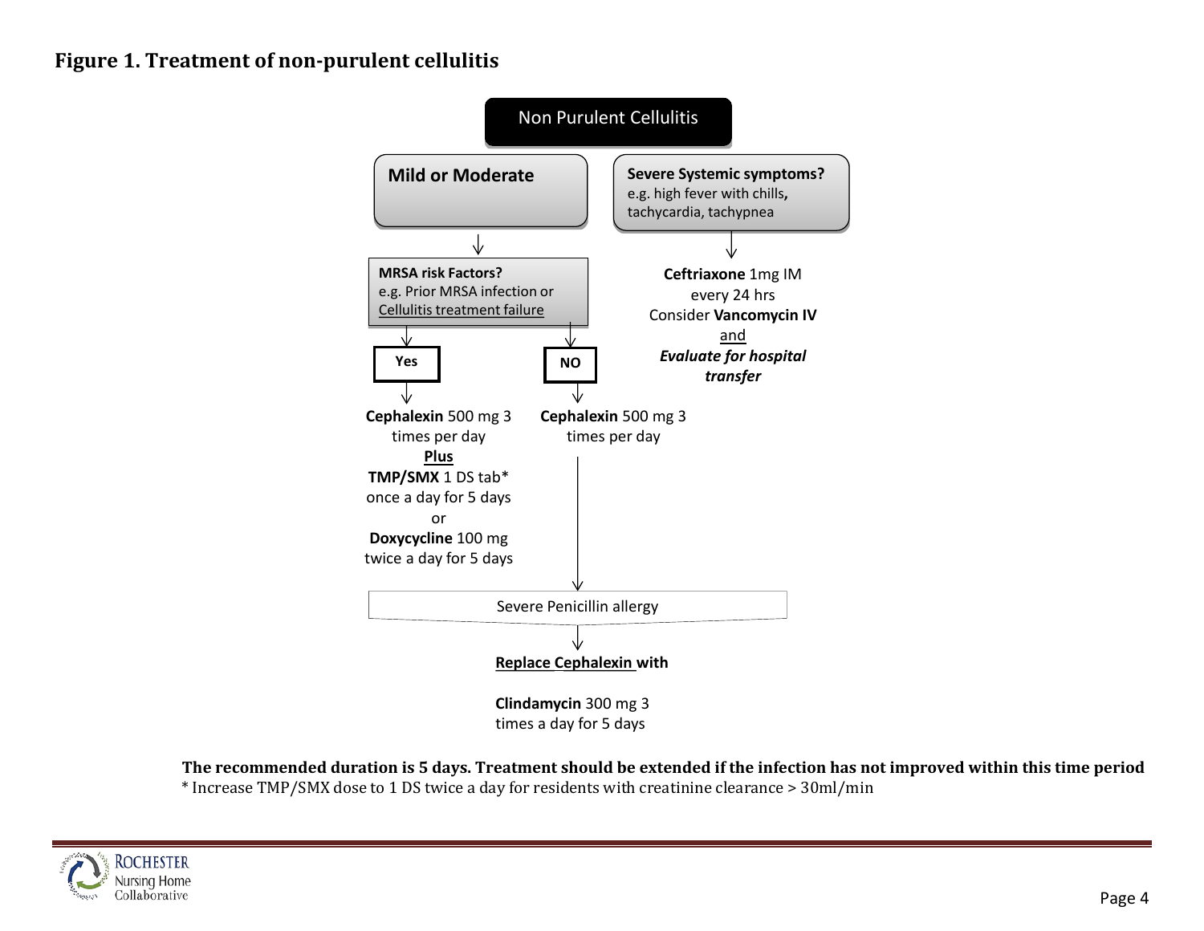## Figure 1. Treatment of non-purulent cellulitis

**Non Purulent Cellulitis**

**Mild or Moderate**

- **MRSA risk Factors?** e.g. Prior MRSA infection or Cellulitis treatment failure
  - **Yes** → **Cephalexin** 500 mg 3 times per day **Plus** **TMP/SMX** 1 DS tab* once a day for 5 days or **Doxycycline** 100 mg twice a day for 5 days
  - **NO** → **Cephalexin** 500 mg 3 times per day
    - Severe Penicillin allergy → **Replace Cephalexin with** **Clindamycin** 300 mg 3 times a day for 5 days

**Severe Systemic symptoms?** e.g. high fever with chills, tachycardia, tachypnea

→ **Ceftriaxone** 1mg IM every 24 hrs
Consider **Vancomycin IV** and ***Evaluate for hospital transfer***

**The recommended duration is 5 days. Treatment should be extended if the infection has not improved within this time period**

* Increase TMP/SMX dose to 1 DS twice a day for residents with creatinine clearance > 30ml/min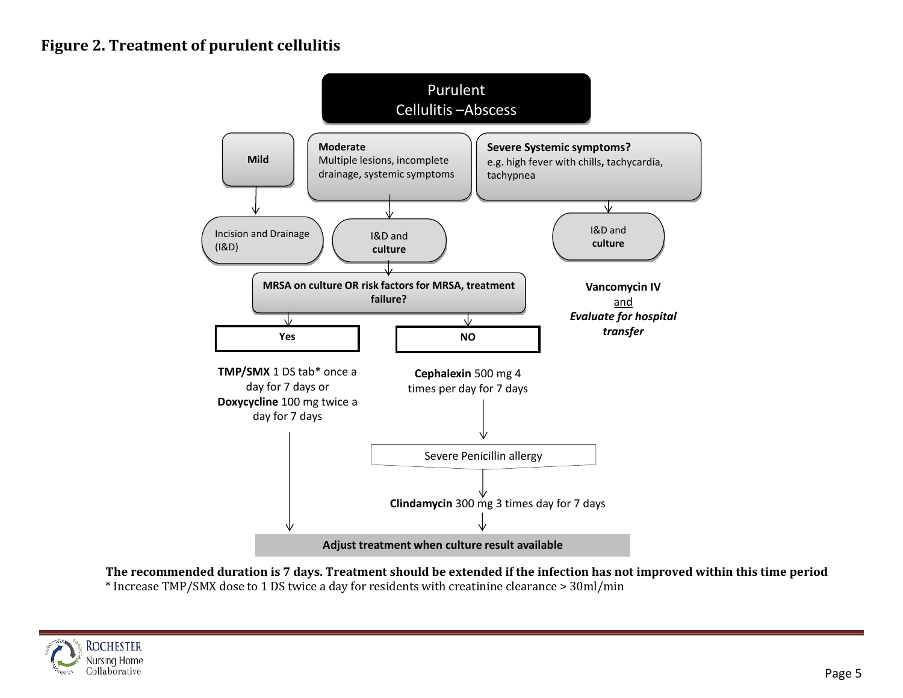## Figure 2. Treatment of purulent cellulitis

**Purulent Cellulitis –Abscess**

- **Mild**
  - Incision and Drainage (I&D)
- **Moderate** Multiple lesions, incomplete drainage, systemic symptoms
  - I&D and **culture**
- **Severe Systemic symptoms?** e.g. high fever with chills**,** tachycardia, tachypnea
  - I&D and **culture**
  - **Vancomycin IV** and ***Evaluate for hospital transfer***

**MRSA on culture OR risk factors for MRSA, treatment failure?**

- **Yes**
  - **TMP/SMX** 1 DS tab* once a day for 7 days or **Doxycycline** 100 mg twice a day for 7 days
- **NO**
  - **Cephalexin** 500 mg 4 times per day for 7 days
  - Severe Penicillin allergy
    - **Clindamycin** 300 mg 3 times day for 7 days

**Adjust treatment when culture result available**

**The recommended duration is 7 days. Treatment should be extended if the infection has not improved within this time period**

* Increase TMP/SMX dose to 1 DS twice a day for residents with creatinine clearance > 30ml/min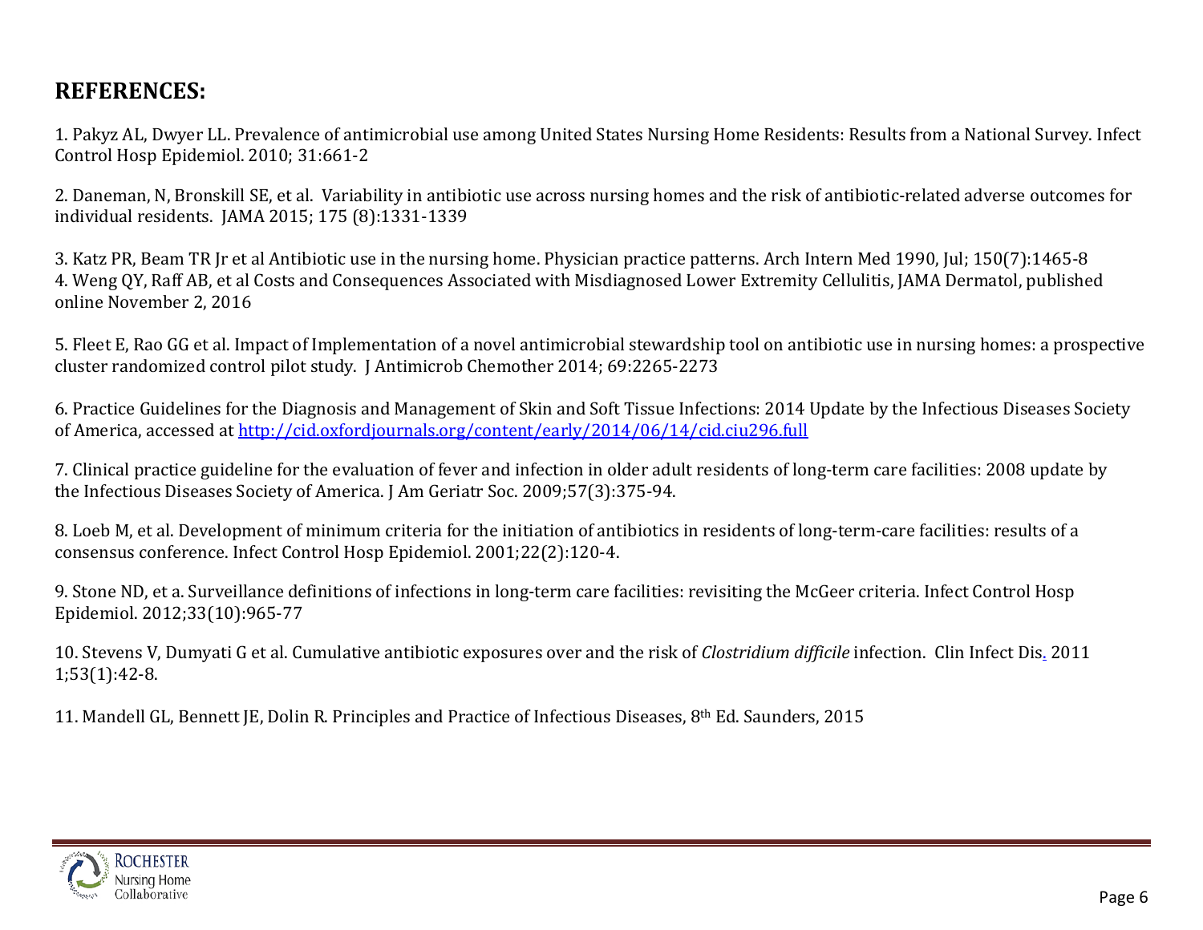## REFERENCES:

1. Pakyz AL, Dwyer LL. Prevalence of antimicrobial use among United States Nursing Home Residents: Results from a National Survey. Infect Control Hosp Epidemiol. 2010; 31:661-2

2. Daneman, N, Bronskill SE, et al. Variability in antibiotic use across nursing homes and the risk of antibiotic-related adverse outcomes for individual residents. JAMA 2015; 175 (8):1331-1339

3. Katz PR, Beam TR Jr et al Antibiotic use in the nursing home. Physician practice patterns. Arch Intern Med 1990, Jul; 150(7):1465-8

4. Weng QY, Raff AB, et al Costs and Consequences Associated with Misdiagnosed Lower Extremity Cellulitis, JAMA Dermatol, published online November 2, 2016

5. Fleet E, Rao GG et al. Impact of Implementation of a novel antimicrobial stewardship tool on antibiotic use in nursing homes: a prospective cluster randomized control pilot study. J Antimicrob Chemother 2014; 69:2265-2273

6. Practice Guidelines for the Diagnosis and Management of Skin and Soft Tissue Infections: 2014 Update by the Infectious Diseases Society of America, accessed at http://cid.oxfordjournals.org/content/early/2014/06/14/cid.ciu296.full

7. Clinical practice guideline for the evaluation of fever and infection in older adult residents of long-term care facilities: 2008 update by the Infectious Diseases Society of America. J Am Geriatr Soc. 2009;57(3):375-94.

8. Loeb M, et al. Development of minimum criteria for the initiation of antibiotics in residents of long-term-care facilities: results of a consensus conference. Infect Control Hosp Epidemiol. 2001;22(2):120-4.

9. Stone ND, et a. Surveillance definitions of infections in long-term care facilities: revisiting the McGeer criteria. Infect Control Hosp Epidemiol. 2012;33(10):965-77

10. Stevens V, Dumyati G et al. Cumulative antibiotic exposures over and the risk of *Clostridium difficile* infection. Clin Infect Dis. 2011 1;53(1):42-8.

11. Mandell GL, Bennett JE, Dolin R. Principles and Practice of Infectious Diseases, 8th Ed. Saunders, 2015